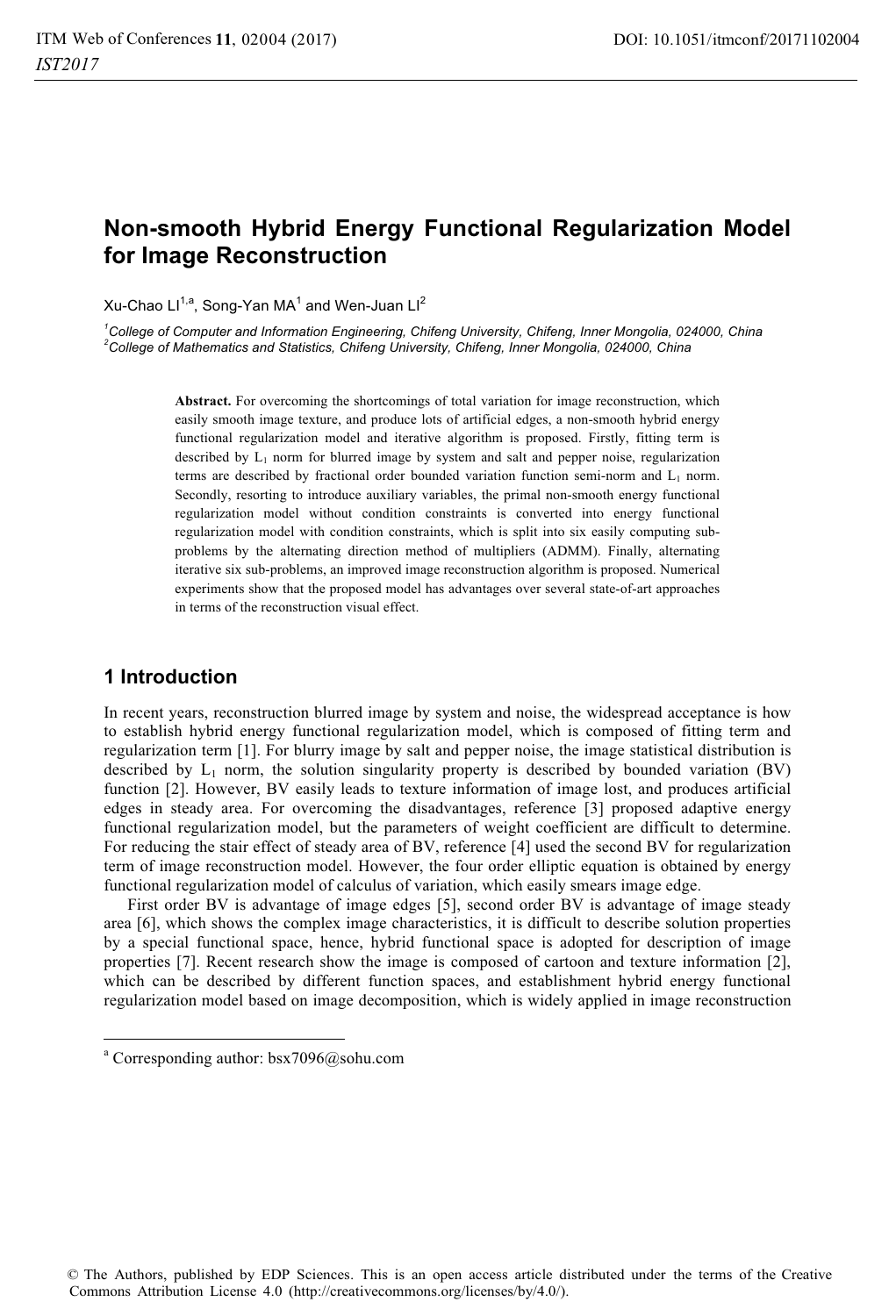# Non-smooth Hybrid Energy Functional Regularization Model for Image Reconstruction

Xu-Chao LI[1,a], Song-Yan MA[1] and Wen-Juan LI[2]

[1]*College of Computer and Information Engineering, Chifeng University, Chifeng, Inner Mongolia, 024000, China*
[2]*College of Mathematics and Statistics, Chifeng University, Chifeng, Inner Mongolia, 024000, China*

**Abstract.** For overcoming the shortcomings of total variation for image reconstruction, which easily smooth image texture, and produce lots of artificial edges, a non-smooth hybrid energy functional regularization model and iterative algorithm is proposed. Firstly, fitting term is described by $L_1$ norm for blurred image by system and salt and pepper noise, regularization terms are described by fractional order bounded variation function semi-norm and $L_1$ norm. Secondly, resorting to introduce auxiliary variables, the primal non-smooth energy functional regularization model without condition constraints is converted into energy functional regularization model with condition constraints, which is split into six easily computing sub-problems by the alternating direction method of multipliers (ADMM). Finally, alternating iterative six sub-problems, an improved image reconstruction algorithm is proposed. Numerical experiments show that the proposed model has advantages over several state-of-art approaches in terms of the reconstruction visual effect.

## 1 Introduction

In recent years, reconstruction blurred image by system and noise, the widespread acceptance is how to establish hybrid energy functional regularization model, which is composed of fitting term and regularization term [1]. For blurry image by salt and pepper noise, the image statistical distribution is described by $L_1$ norm, the solution singularity property is described by bounded variation (BV) function [2]. However, BV easily leads to texture information of image lost, and produces artificial edges in steady area. For overcoming the disadvantages, reference [3] proposed adaptive energy functional regularization model, but the parameters of weight coefficient are difficult to determine. For reducing the stair effect of steady area of BV, reference [4] used the second BV for regularization term of image reconstruction model. However, the four order elliptic equation is obtained by energy functional regularization model of calculus of variation, which easily smears image edge.

First order BV is advantage of image edges [5], second order BV is advantage of image steady area [6], which shows the complex image characteristics, it is difficult to describe solution properties by a special functional space, hence, hybrid functional space is adopted for description of image properties [7]. Recent research show the image is composed of cartoon and texture information [2], which can be described by different function spaces, and establishment hybrid energy functional regularization model based on image decomposition, which is widely applied in image reconstruction

[a] Corresponding author: bsx7096@sohu.com

© The Authors, published by EDP Sciences. This is an open access article distributed under the terms of the Creative Commons Attribution License 4.0 (http://creativecommons.org/licenses/by/4.0/).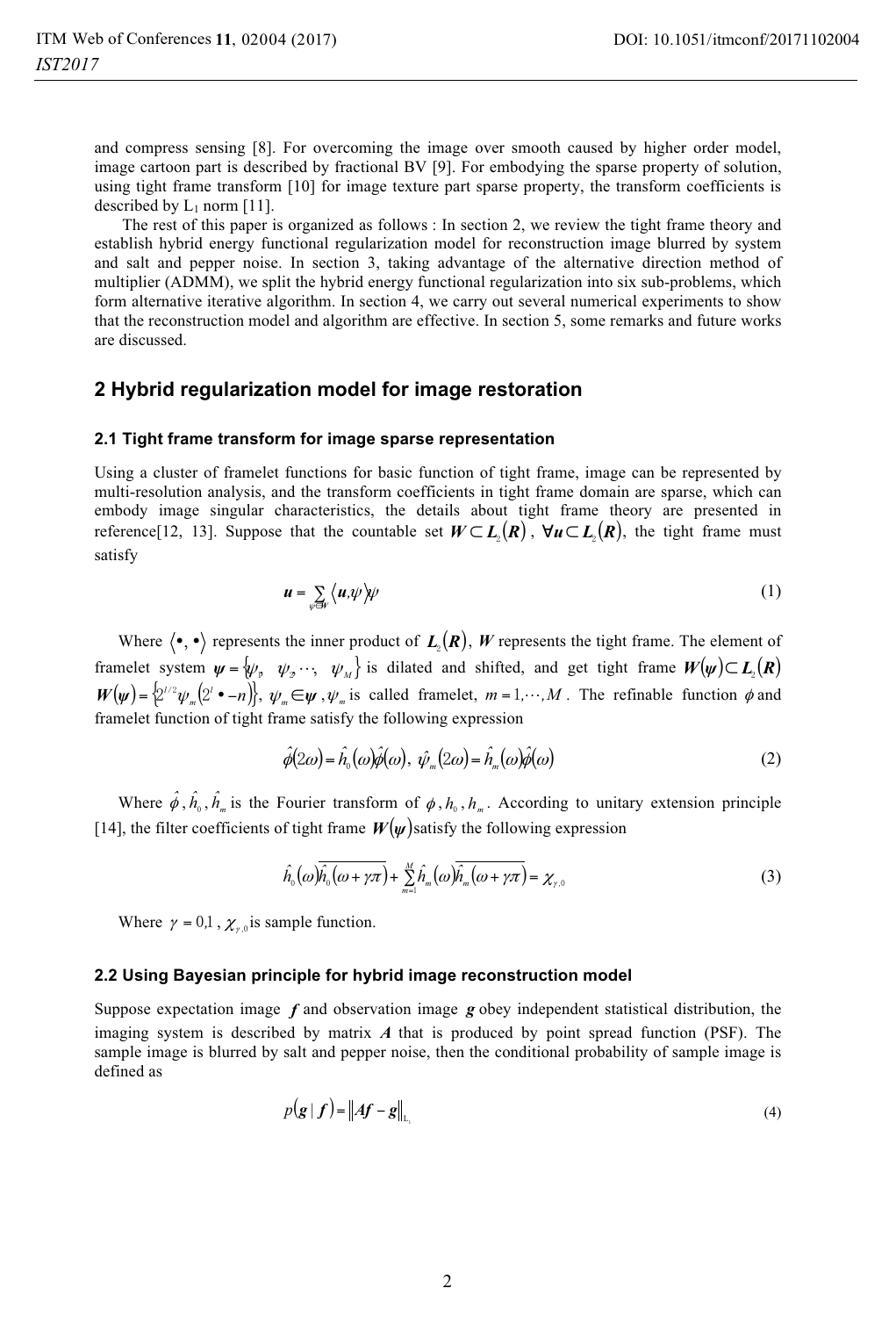and compress sensing [8]. For overcoming the image over smooth caused by higher order model, image cartoon part is described by fractional BV [9]. For embodying the sparse property of solution, using tight frame transform [10] for image texture part sparse property, the transform coefficients is described by $L_1$ norm [11].

The rest of this paper is organized as follows : In section 2, we review the tight frame theory and establish hybrid energy functional regularization model for reconstruction image blurred by system and salt and pepper noise. In section 3, taking advantage of the alternative direction method of multiplier (ADMM), we split the hybrid energy functional regularization into six sub-problems, which form alternative iterative algorithm. In section 4, we carry out several numerical experiments to show that the reconstruction model and algorithm are effective. In section 5, some remarks and future works are discussed.

## 2 Hybrid regularization model for image restoration

### 2.1 Tight frame transform for image sparse representation

Using a cluster of framelet functions for basic function of tight frame, image can be represented by multi-resolution analysis, and the transform coefficients in tight frame domain are sparse, which can embody image singular characteristics, the details about tight frame theory are presented in reference[12, 13]. Suppose that the countable set $\boldsymbol{W} \subset \boldsymbol{L}_2(\boldsymbol{R})$, $\forall \boldsymbol{u} \subset \boldsymbol{L}_2(\boldsymbol{R})$, the tight frame must satisfy

$$\boldsymbol{u} = \sum_{\psi \in W} \langle \boldsymbol{u}, \psi \rangle \psi \tag{1}$$

Where $\langle \bullet, \bullet \rangle$ represents the inner product of $\boldsymbol{L}_2(\boldsymbol{R})$, $\boldsymbol{W}$ represents the tight frame. The element of framelet system $\boldsymbol{\psi} = \{\psi_1, \psi_2, \cdots, \psi_M\}$ is dilated and shifted, and get tight frame $\boldsymbol{W}(\boldsymbol{\psi}) \subset \boldsymbol{L}_2(\boldsymbol{R})$ $\boldsymbol{W}(\boldsymbol{\psi}) = \{2^{l/2}\psi_m(2^l \bullet - n)\}$, $\psi_m \in \boldsymbol{\psi}$, $\psi_m$ is called framelet, $m = 1, \cdots, M$. The refinable function $\phi$ and framelet function of tight frame satisfy the following expression

$$\hat{\phi}(2\omega) = \hat{h}_0(\omega)\hat{\phi}(\omega), \ \hat{\psi}_m(2\omega) = \hat{h}_m(\omega)\hat{\phi}(\omega) \tag{2}$$

Where $\hat{\phi}, \hat{h}_0, \hat{h}_m$ is the Fourier transform of $\phi, h_0, h_m$. According to unitary extension principle [14], the filter coefficients of tight frame $\boldsymbol{W}(\boldsymbol{\psi})$ satisfy the following expression

$$\hat{h}_0(\omega)\overline{\hat{h}_0(\omega + \gamma\pi)} + \sum_{m=1}^{M} \hat{h}_m(\omega)\overline{\hat{h}_m(\omega + \gamma\pi)} = \chi_{\gamma,0} \tag{3}$$

Where $\gamma = 0,1$, $\chi_{\gamma,0}$ is sample function.

### 2.2 Using Bayesian principle for hybrid image reconstruction model

Suppose expectation image $\boldsymbol{f}$ and observation image $\boldsymbol{g}$ obey independent statistical distribution, the imaging system is described by matrix $\boldsymbol{A}$ that is produced by point spread function (PSF). The sample image is blurred by salt and pepper noise, then the conditional probability of sample image is defined as

$$p(\boldsymbol{g} \mid \boldsymbol{f}) = \|\boldsymbol{A}\boldsymbol{f} - \boldsymbol{g}\|_{L_1} \tag{4}$$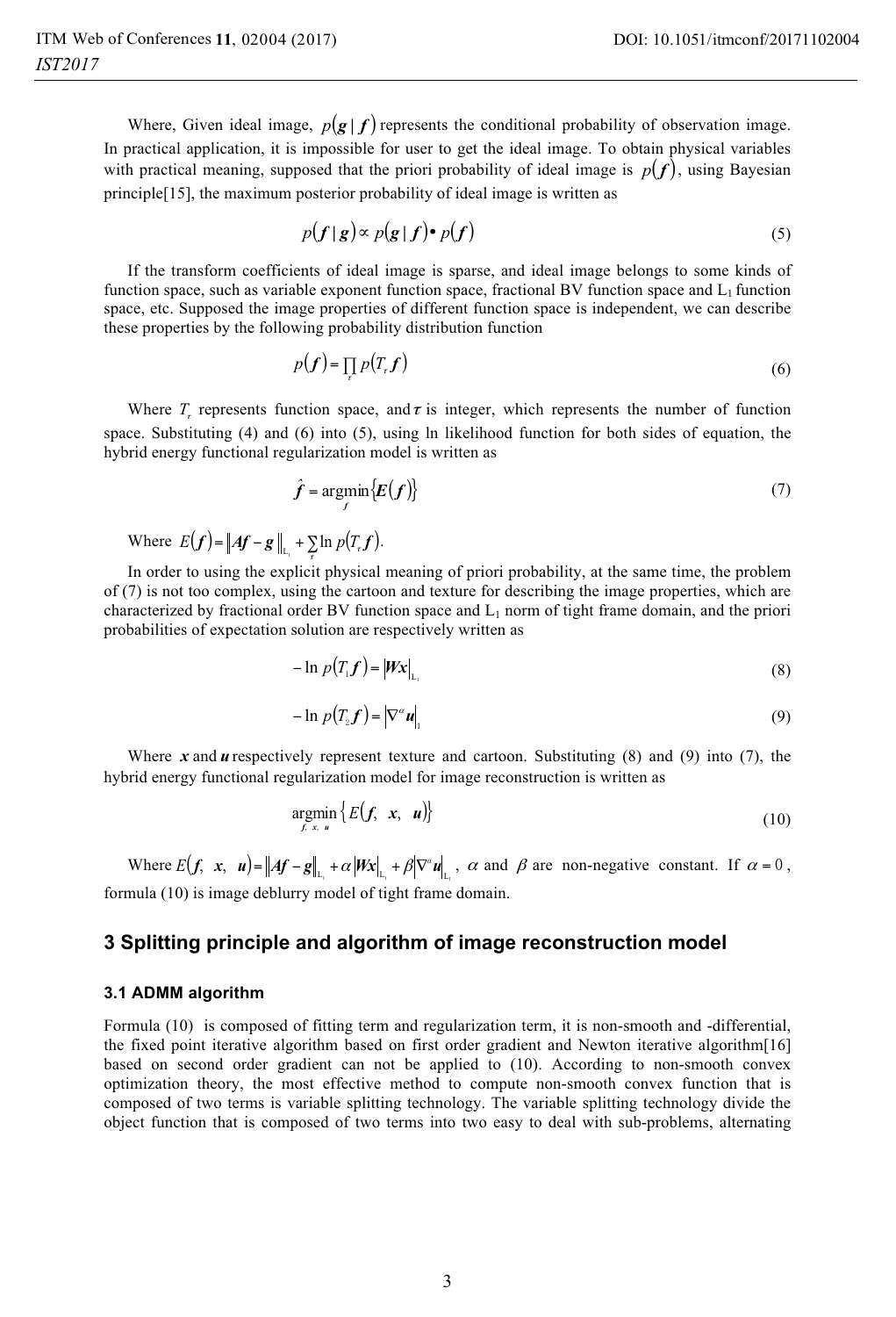Where, Given ideal image, $p(\boldsymbol{g} \mid \boldsymbol{f})$ represents the conditional probability of observation image. In practical application, it is impossible for user to get the ideal image. To obtain physical variables with practical meaning, supposed that the priori probability of ideal image is $p(\boldsymbol{f})$, using Bayesian principle[15], the maximum posterior probability of ideal image is written as

$$p(\boldsymbol{f} \mid \boldsymbol{g}) \propto p(\boldsymbol{g} \mid \boldsymbol{f}) \bullet p(\boldsymbol{f}) \tag{5}$$

If the transform coefficients of ideal image is sparse, and ideal image belongs to some kinds of function space, such as variable exponent function space, fractional BV function space and $L_1$ function space, etc. Supposed the image properties of different function space is independent, we can describe these properties by the following probability distribution function

$$p(\boldsymbol{f}) = \prod_{\tau} p(T_\tau \boldsymbol{f}) \tag{6}$$

Where $T_\tau$ represents function space, and $\tau$ is integer, which represents the number of function space. Substituting (4) and (6) into (5), using ln likelihood function for both sides of equation, the hybrid energy functional regularization model is written as

$$\hat{\boldsymbol{f}} = \underset{\boldsymbol{f}}{\operatorname{argmin}}\{\boldsymbol{E}(\boldsymbol{f})\} \tag{7}$$

Where $E(\boldsymbol{f}) = \|\boldsymbol{A}\boldsymbol{f} - \boldsymbol{g}\|_{L_1} + \sum_{\tau} \ln p(T_\tau \boldsymbol{f})$.

In order to using the explicit physical meaning of priori probability, at the same time, the problem of (7) is not too complex, using the cartoon and texture for describing the image properties, which are characterized by fractional order BV function space and $L_1$ norm of tight frame domain, and the priori probabilities of expectation solution are respectively written as

$$-\ln p(T_1 \boldsymbol{f}) = |\boldsymbol{W}\boldsymbol{x}|_{L_1} \tag{8}$$

$$-\ln p(T_2 \boldsymbol{f}) = |\nabla^{\alpha} \boldsymbol{u}|_1 \tag{9}$$

Where $\boldsymbol{x}$ and $\boldsymbol{u}$ respectively represent texture and cartoon. Substituting (8) and (9) into (7), the hybrid energy functional regularization model for image reconstruction is written as

$$\underset{\boldsymbol{f},\ \boldsymbol{x},\ \boldsymbol{u}}{\operatorname{argmin}}\{E(\boldsymbol{f},\ \boldsymbol{x},\ \boldsymbol{u})\} \tag{10}$$

Where $E(\boldsymbol{f},\ \boldsymbol{x},\ \boldsymbol{u}) = \|\boldsymbol{A}\boldsymbol{f} - \boldsymbol{g}\|_{L_1} + \alpha|\boldsymbol{W}\boldsymbol{x}|_{L_1} + \beta|\nabla^{\alpha}\boldsymbol{u}|_{L_1}$, $\alpha$ and $\beta$ are non-negative constant. If $\alpha = 0$, formula (10) is image deblurry model of tight frame domain.

## 3 Splitting principle and algorithm of image reconstruction model

### 3.1 ADMM algorithm

Formula (10) is composed of fitting term and regularization term, it is non-smooth and -differential, the fixed point iterative algorithm based on first order gradient and Newton iterative algorithm[16] based on second order gradient can not be applied to (10). According to non-smooth convex optimization theory, the most effective method to compute non-smooth convex function that is composed of two terms is variable splitting technology. The variable splitting technology divide the object function that is composed of two terms into two easy to deal with sub-problems, alternating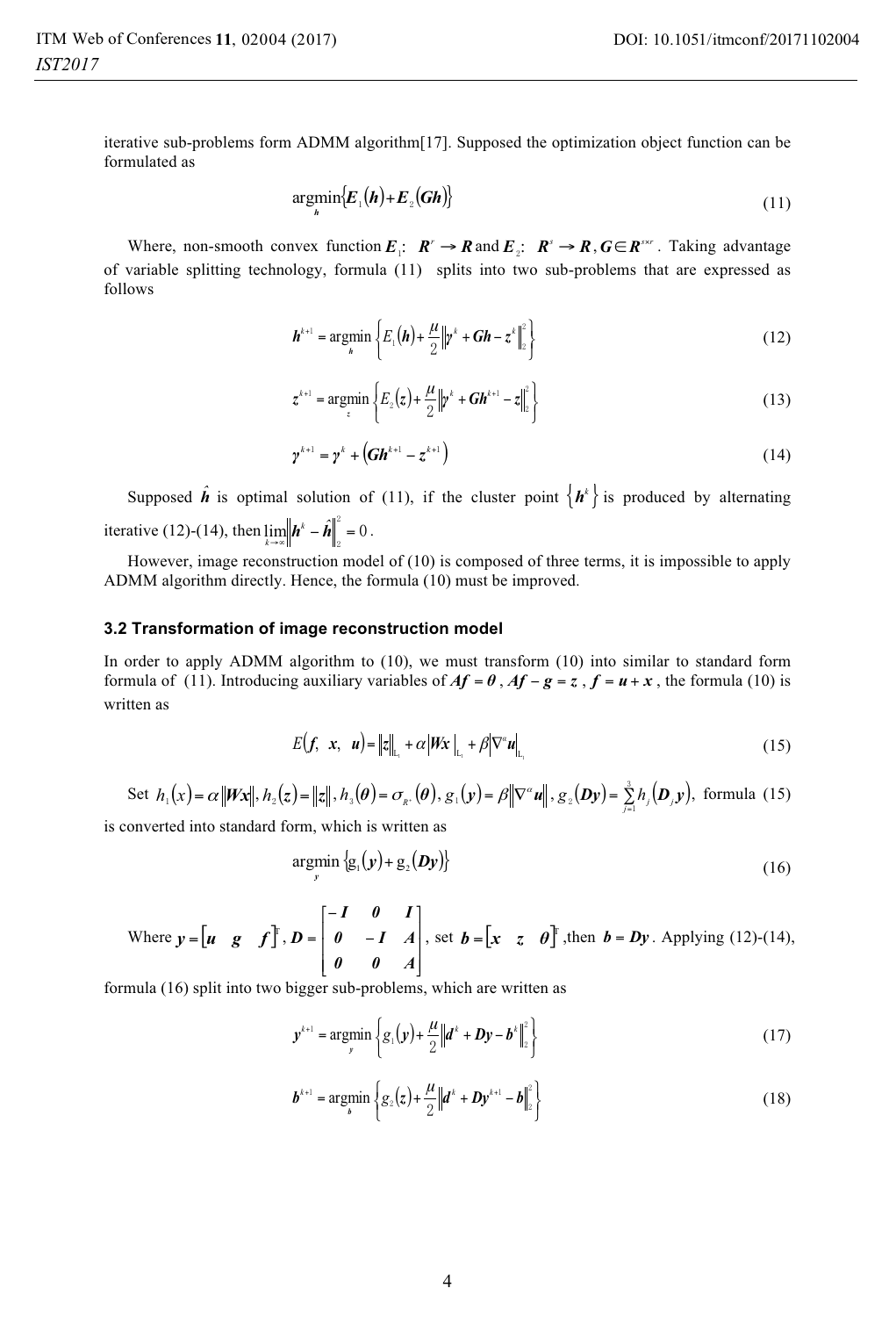iterative sub-problems form ADMM algorithm[17]. Supposed the optimization object function can be formulated as

$$\underset{h}{\operatorname{argmin}}\{E_1(h)+E_2(Gh)\} \tag{11}$$

Where, non-smooth convex function $E_1$: $R^r \to R$ and $E_2$: $R^s \to R$, $G \in R^{s\times r}$. Taking advantage of variable splitting technology, formula (11) splits into two sub-problems that are expressed as follows

$$h^{k+1} = \underset{h}{\operatorname{argmin}}\left\{E_1(h)+\frac{\mu}{2}\left\|\gamma^k + Gh - z^k\right\|_2^2\right\} \tag{12}$$

$$z^{k+1} = \underset{z}{\operatorname{argmin}}\left\{E_2(z)+\frac{\mu}{2}\left\|\gamma^k + Gh^{k+1} - z\right\|_2^2\right\} \tag{13}$$

$$\gamma^{k+1} = \gamma^k + \left(Gh^{k+1} - z^{k+1}\right) \tag{14}$$

Supposed $\hat{h}$ is optimal solution of (11), if the cluster point $\{h^k\}$ is produced by alternating iterative (12)-(14), then $\lim_{k\to\infty}\left\|h^k - \hat{h}\right\|_2^2 = 0$.

However, image reconstruction model of (10) is composed of three terms, it is impossible to apply ADMM algorithm directly. Hence, the formula (10) must be improved.

### 3.2 Transformation of image reconstruction model

In order to apply ADMM algorithm to (10), we must transform (10) into similar to standard form formula of (11). Introducing auxiliary variables of $Af = \theta$, $Af - g = z$, $f = u + x$, the formula (10) is written as

$$E(f,\ x,\ u) = \|z\|_{L_1} + \alpha|Wx|_{L_1} + \beta|\nabla^\alpha u|_{L_1} \tag{15}$$

Set $h_1(x) = \alpha\|Wx\|$, $h_2(z) = \|z\|$, $h_3(\theta) = \sigma_{R^+}(\theta)$, $g_1(y) = \beta\|\nabla^\alpha u\|$, $g_2(Dy) = \sum_{j=1}^{3} h_j(D_j y)$, formula (15) is converted into standard form, which is written as

$$\underset{y}{\operatorname{argmin}}\{g_1(y) + g_2(Dy)\} \tag{16}$$

Where $y = \begin{bmatrix} u & g & f \end{bmatrix}^T$, $D = \begin{bmatrix} -I & 0 & I \\ 0 & -I & A \\ 0 & 0 & A \end{bmatrix}$, set $b = \begin{bmatrix} x & z & \theta \end{bmatrix}^T$, then $b = Dy$. Applying (12)-(14), formula (16) split into two bigger sub-problems, which are written as

$$y^{k+1} = \underset{y}{\operatorname{argmin}}\left\{g_1(y)+\frac{\mu}{2}\left\|d^k + Dy - b^k\right\|_2^2\right\} \tag{17}$$

$$b^{k+1} = \underset{b}{\operatorname{argmin}}\left\{g_2(z)+\frac{\mu}{2}\left\|d^k + Dy^{k+1} - b\right\|_2^2\right\} \tag{18}$$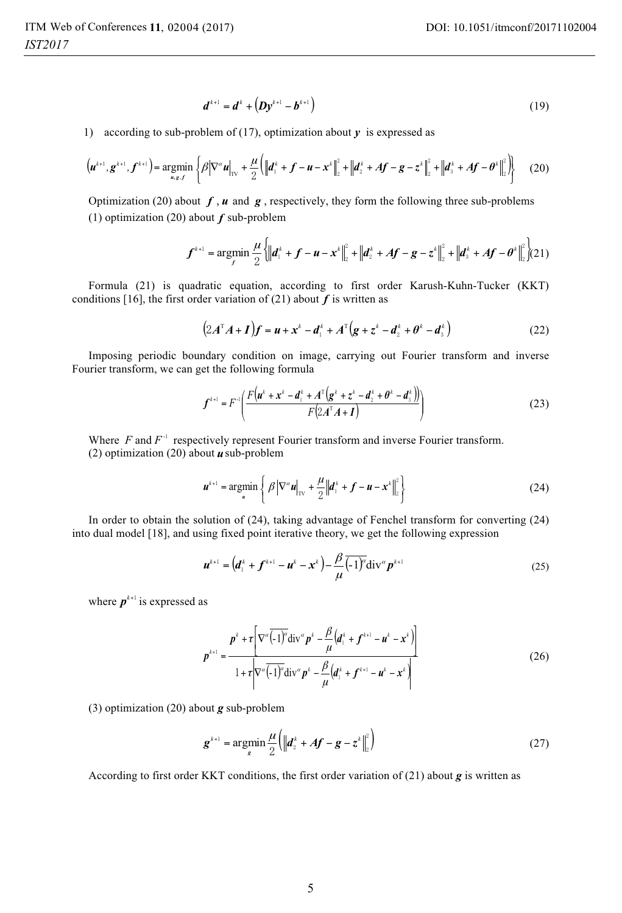$$\boldsymbol{d}^{k+1} = \boldsymbol{d}^{k} + \left(\boldsymbol{D}\boldsymbol{y}^{k+1} - \boldsymbol{b}^{k+1}\right) \tag{19}$$

1) according to sub-problem of (17), optimization about $\boldsymbol{y}$ is expressed as

$$\left(\boldsymbol{u}^{k+1}, \boldsymbol{g}^{k+1}, \boldsymbol{f}^{k+1}\right) = \underset{\boldsymbol{u},\boldsymbol{g},\boldsymbol{f}}{\operatorname{argmin}} \left\{ \beta \left|\nabla^{\alpha}\boldsymbol{u}\right|_{\mathrm{TV}} + \frac{\mu}{2}\left( \left\|\boldsymbol{d}_1^k + \boldsymbol{f} - \boldsymbol{u} - \boldsymbol{x}^k\right\|_2^2 + \left\|\boldsymbol{d}_2^k + \boldsymbol{A}\boldsymbol{f} - \boldsymbol{g} - \boldsymbol{z}^k\right\|_2^2 + \left\|\boldsymbol{d}_3^k + \boldsymbol{A}\boldsymbol{f} - \boldsymbol{\theta}^k\right\|_2^2 \right) \right\} \tag{20}$$

Optimization (20) about $\boldsymbol{f}$ , $\boldsymbol{u}$ and $\boldsymbol{g}$ , respectively, they form the following three sub-problems

(1) optimization (20) about $\boldsymbol{f}$ sub-problem

$$\boldsymbol{f}^{k+1} = \underset{\boldsymbol{f}}{\operatorname{argmin}} \frac{\mu}{2}\left\{ \left\|\boldsymbol{d}_1^k + \boldsymbol{f} - \boldsymbol{u} - \boldsymbol{x}^k\right\|_2^2 + \left\|\boldsymbol{d}_2^k + \boldsymbol{A}\boldsymbol{f} - \boldsymbol{g} - \boldsymbol{z}^k\right\|_2^2 + \left\|\boldsymbol{d}_3^k + \boldsymbol{A}\boldsymbol{f} - \boldsymbol{\theta}^k\right\|_2^2 \right\} \tag{21}$$

Formula (21) is quadratic equation, according to first order Karush-Kuhn-Tucker (KKT) conditions [16], the first order variation of (21) about $\boldsymbol{f}$ is written as

$$\left(2\boldsymbol{A}^{\mathrm{T}}\boldsymbol{A} + \boldsymbol{I}\right)\boldsymbol{f} = \boldsymbol{u} + \boldsymbol{x}^k - \boldsymbol{d}_1^k + \boldsymbol{A}^{\mathrm{T}}\left(\boldsymbol{g} + \boldsymbol{z}^k - \boldsymbol{d}_2^k + \boldsymbol{\theta}^k - \boldsymbol{d}_3^k\right) \tag{22}$$

Imposing periodic boundary condition on image, carrying out Fourier transform and inverse Fourier transform, we can get the following formula

$$\boldsymbol{f}^{k+1} = F^{-1}\left( \frac{F\left(\boldsymbol{u}^k + \boldsymbol{x}^k - \boldsymbol{d}_1^k + \boldsymbol{A}^{\mathrm{T}}\left(\boldsymbol{g}^k + \boldsymbol{z}^k - \boldsymbol{d}_2^k + \boldsymbol{\theta}^k - \boldsymbol{d}_3^k\right)\right)}{F\left(2\boldsymbol{A}^{\mathrm{T}}\boldsymbol{A} + \boldsymbol{I}\right)} \right) \tag{23}$$

Where $F$ and $F^{-1}$ respectively represent Fourier transform and inverse Fourier transform.

(2) optimization (20) about $\boldsymbol{u}$ sub-problem

$$\boldsymbol{u}^{k+1} = \underset{\boldsymbol{u}}{\operatorname{argmin}} \left\{ \beta\left|\nabla^{\alpha}\boldsymbol{u}\right|_{\mathrm{TV}} + \frac{\mu}{2}\left\|\boldsymbol{d}_1^k + \boldsymbol{f} - \boldsymbol{u} - \boldsymbol{x}^k\right\|_2^2 \right\} \tag{24}$$

In order to obtain the solution of (24), taking advantage of Fenchel transform for converting (24) into dual model [18], and using fixed point iterative theory, we get the following expression

$$\boldsymbol{u}^{k+1} = \left(\boldsymbol{d}_1^k + \boldsymbol{f}^{k+1} - \boldsymbol{u}^k - \boldsymbol{x}^k\right) - \frac{\beta}{\mu}\overline{(-1)^{\alpha}}\operatorname{div}^{\alpha}\boldsymbol{p}^{k+1} \tag{25}$$

where $\boldsymbol{p}^{k+1}$ is expressed as

$$\boldsymbol{p}^{k+1} = \frac{\boldsymbol{p}^k + \tau\left[\nabla^{\alpha}\overline{(-1)^{\alpha}}\operatorname{div}^{\alpha}\boldsymbol{p}^k - \frac{\beta}{\mu}\left(\boldsymbol{d}_1^k + \boldsymbol{f}^{k+1} - \boldsymbol{u}^k - \boldsymbol{x}^k\right)\right]}{1 + \tau\left|\nabla^{\alpha}\overline{(-1)^{\alpha}}\operatorname{div}^{\alpha}\boldsymbol{p}^k - \frac{\beta}{\mu}\left(\boldsymbol{d}_1^k + \boldsymbol{f}^{k+1} - \boldsymbol{u}^k - \boldsymbol{x}^k\right)\right|} \tag{26}$$

(3) optimization (20) about $\boldsymbol{g}$ sub-problem

$$\boldsymbol{g}^{k+1} = \underset{\boldsymbol{g}}{\operatorname{argmin}} \frac{\mu}{2}\left( \left\|\boldsymbol{d}_2^k + \boldsymbol{A}\boldsymbol{f} - \boldsymbol{g} - \boldsymbol{z}^k\right\|_2^2 \right) \tag{27}$$

According to first order KKT conditions, the first order variation of (21) about $\boldsymbol{g}$ is written as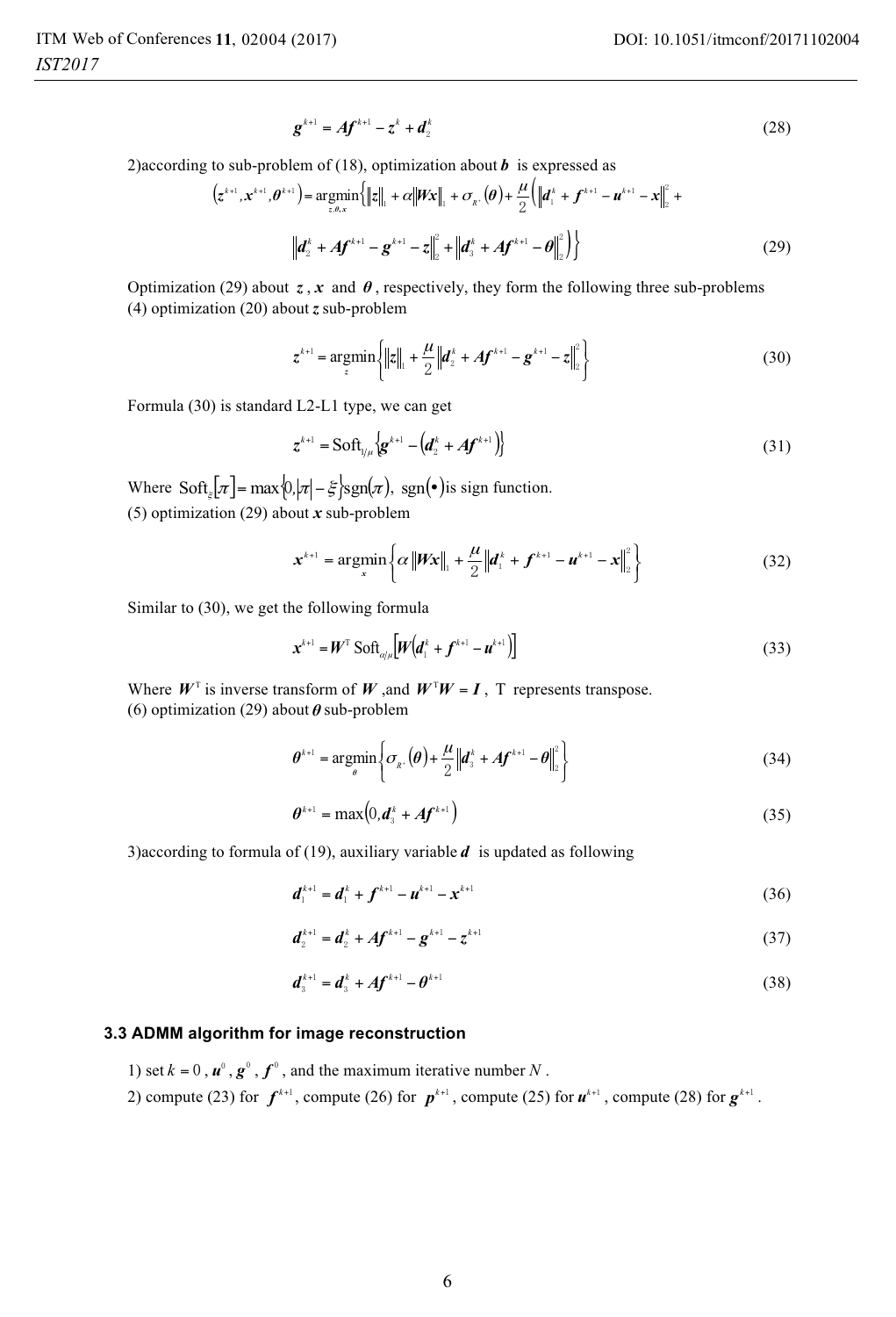$$\boldsymbol{g}^{k+1} = \boldsymbol{A}\boldsymbol{f}^{k+1} - \boldsymbol{z}^{k} + \boldsymbol{d}_2^{k} \tag{28}$$

2)according to sub-problem of (18), optimization about $\boldsymbol{b}$ is expressed as

$$\left(\boldsymbol{z}^{k+1}, \boldsymbol{x}^{k+1}, \boldsymbol{\theta}^{k+1}\right) = \underset{\boldsymbol{z},\boldsymbol{\theta},\boldsymbol{x}}{\operatorname{argmin}}\left\{\|\boldsymbol{z}\|_1 + \alpha\|\boldsymbol{W}\boldsymbol{x}\|_1 + \sigma_{R^+}(\boldsymbol{\theta}) + \frac{\mu}{2}\left(\left\|\boldsymbol{d}_1^{k} + \boldsymbol{f}^{k+1} - \boldsymbol{u}^{k+1} - \boldsymbol{x}\right\|_2^2 + \right.\right.$$

$$\left.\left.\left\|\boldsymbol{d}_2^{k} + \boldsymbol{A}\boldsymbol{f}^{k+1} - \boldsymbol{g}^{k+1} - \boldsymbol{z}\right\|_2^2 + \left\|\boldsymbol{d}_3^{k} + \boldsymbol{A}\boldsymbol{f}^{k+1} - \boldsymbol{\theta}\right\|_2^2\right)\right\} \tag{29}$$

Optimization (29) about $\boldsymbol{z}$, $\boldsymbol{x}$ and $\boldsymbol{\theta}$, respectively, they form the following three sub-problems

(4) optimization (20) about $\boldsymbol{z}$ sub-problem

$$\boldsymbol{z}^{k+1} = \underset{\boldsymbol{z}}{\operatorname{argmin}}\left\{\|\boldsymbol{z}\|_1 + \frac{\mu}{2}\left\|\boldsymbol{d}_2^{k} + \boldsymbol{A}\boldsymbol{f}^{k+1} - \boldsymbol{g}^{k+1} - \boldsymbol{z}\right\|_2^2\right\} \tag{30}$$

Formula (30) is standard L2-L1 type, we can get

$$\boldsymbol{z}^{k+1} = \operatorname{Soft}_{1/\mu}\left\{\boldsymbol{g}^{k+1} - \left(\boldsymbol{d}_2^{k} + \boldsymbol{A}\boldsymbol{f}^{k+1}\right)\right\} \tag{31}$$

Where $\operatorname{Soft}_{\xi}[\pi] = \max\{0, |\pi| - \xi\}\operatorname{sgn}(\pi)$, $\operatorname{sgn}(\bullet)$ is sign function.

(5) optimization (29) about $\boldsymbol{x}$ sub-problem

$$\boldsymbol{x}^{k+1} = \underset{\boldsymbol{x}}{\operatorname{argmin}}\left\{\alpha\|\boldsymbol{W}\boldsymbol{x}\|_1 + \frac{\mu}{2}\left\|\boldsymbol{d}_1^{k} + \boldsymbol{f}^{k+1} - \boldsymbol{u}^{k+1} - \boldsymbol{x}\right\|_2^2\right\} \tag{32}$$

Similar to (30), we get the following formula

$$\boldsymbol{x}^{k+1} = \boldsymbol{W}^{\mathrm{T}}\operatorname{Soft}_{\alpha/\mu}\left[\boldsymbol{W}\left(\boldsymbol{d}_1^{k} + \boldsymbol{f}^{k+1} - \boldsymbol{u}^{k+1}\right)\right] \tag{33}$$

Where $\boldsymbol{W}^{\mathrm{T}}$ is inverse transform of $\boldsymbol{W}$ ,and $\boldsymbol{W}^{\mathrm{T}}\boldsymbol{W} = \boldsymbol{I}$, T represents transpose.

(6) optimization (29) about $\boldsymbol{\theta}$ sub-problem

$$\boldsymbol{\theta}^{k+1} = \underset{\boldsymbol{\theta}}{\operatorname{argmin}}\left\{\sigma_{R^+}(\boldsymbol{\theta}) + \frac{\mu}{2}\left\|\boldsymbol{d}_3^{k} + \boldsymbol{A}\boldsymbol{f}^{k+1} - \boldsymbol{\theta}\right\|_2^2\right\} \tag{34}$$

$$\boldsymbol{\theta}^{k+1} = \max\left(0, \boldsymbol{d}_3^{k} + \boldsymbol{A}\boldsymbol{f}^{k+1}\right) \tag{35}$$

3)according to formula of (19), auxiliary variable $\boldsymbol{d}$ is updated as following

$$\boldsymbol{d}_1^{k+1} = \boldsymbol{d}_1^{k} + \boldsymbol{f}^{k+1} - \boldsymbol{u}^{k+1} - \boldsymbol{x}^{k+1} \tag{36}$$

$$\boldsymbol{d}_2^{k+1} = \boldsymbol{d}_2^{k} + \boldsymbol{A}\boldsymbol{f}^{k+1} - \boldsymbol{g}^{k+1} - \boldsymbol{z}^{k+1} \tag{37}$$

$$\boldsymbol{d}_3^{k+1} = \boldsymbol{d}_3^{k} + \boldsymbol{A}\boldsymbol{f}^{k+1} - \boldsymbol{\theta}^{k+1} \tag{38}$$

### 3.3 ADMM algorithm for image reconstruction

1) set $k = 0$, $\boldsymbol{u}^0$, $\boldsymbol{g}^0$, $\boldsymbol{f}^0$, and the maximum iterative number $N$.

2) compute (23) for $\boldsymbol{f}^{k+1}$, compute (26) for $\boldsymbol{p}^{k+1}$, compute (25) for $\boldsymbol{u}^{k+1}$, compute (28) for $\boldsymbol{g}^{k+1}$.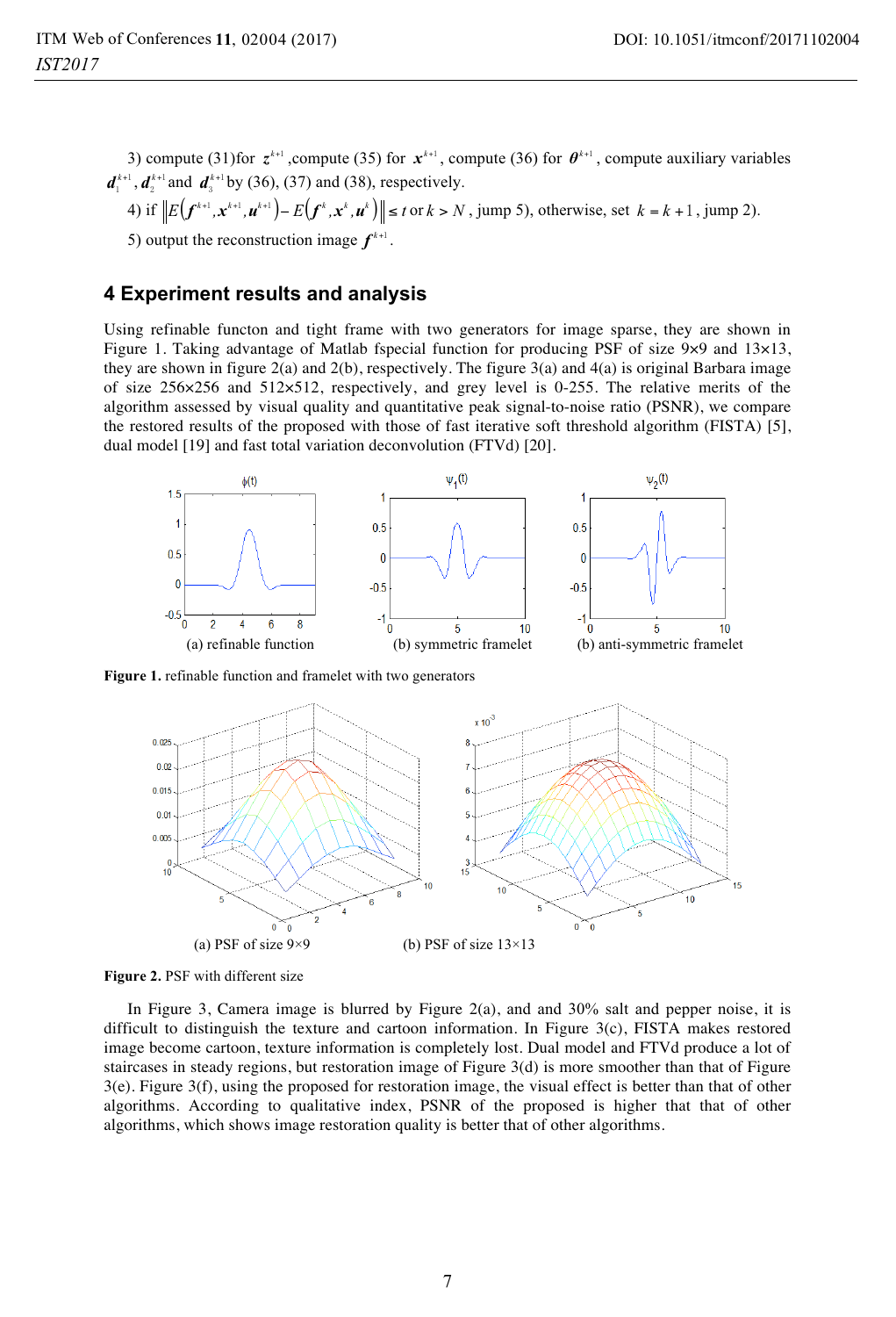3) compute (31)for $z^{k+1}$ ,compute (35) for $x^{k+1}$, compute (36) for $\theta^{k+1}$, compute auxiliary variables $d_1^{k+1}, d_2^{k+1}$ and $d_3^{k+1}$ by (36), (37) and (38), respectively.

4) if $\left\| E\left(f^{k+1}, x^{k+1}, u^{k+1}\right) - E\left(f^{k}, x^{k}, u^{k}\right) \right\| \le t$ or $k > N$ , jump 5), otherwise, set $k = k+1$ , jump 2).

5) output the reconstruction image $f^{k+1}$.

## 4 Experiment results and analysis

Using refinable functon and tight frame with two generators for image sparse, they are shown in Figure 1. Taking advantage of Matlab fspecial function for producing PSF of size 9×9 and 13×13, they are shown in figure 2(a) and 2(b), respectively. The figure 3(a) and 4(a) is original Barbara image of size 256×256 and 512×512, respectively, and grey level is 0-255. The relative merits of the algorithm assessed by visual quality and quantitative peak signal-to-noise ratio (PSNR), we compare the restored results of the proposed with those of fast iterative soft threshold algorithm (FISTA) [5], dual model [19] and fast total variation deconvolution (FTVd) [20].

(a) refinable function (b) symmetric framelet (b) anti-symmetric framelet

**Figure 1.** refinable function and framelet with two generators

(a) PSF of size 9×9 (b) PSF of size 13×13

**Figure 2.** PSF with different size

In Figure 3, Camera image is blurred by Figure 2(a), and and 30% salt and pepper noise, it is difficult to distinguish the texture and cartoon information. In Figure 3(c), FISTA makes restored image become cartoon, texture information is completely lost. Dual model and FTVd produce a lot of staircases in steady regions, but restoration image of Figure 3(d) is more smoother than that of Figure 3(e). Figure 3(f), using the proposed for restoration image, the visual effect is better than that of other algorithms. According to qualitative index, PSNR of the proposed is higher that that of other algorithms, which shows image restoration quality is better that of other algorithms.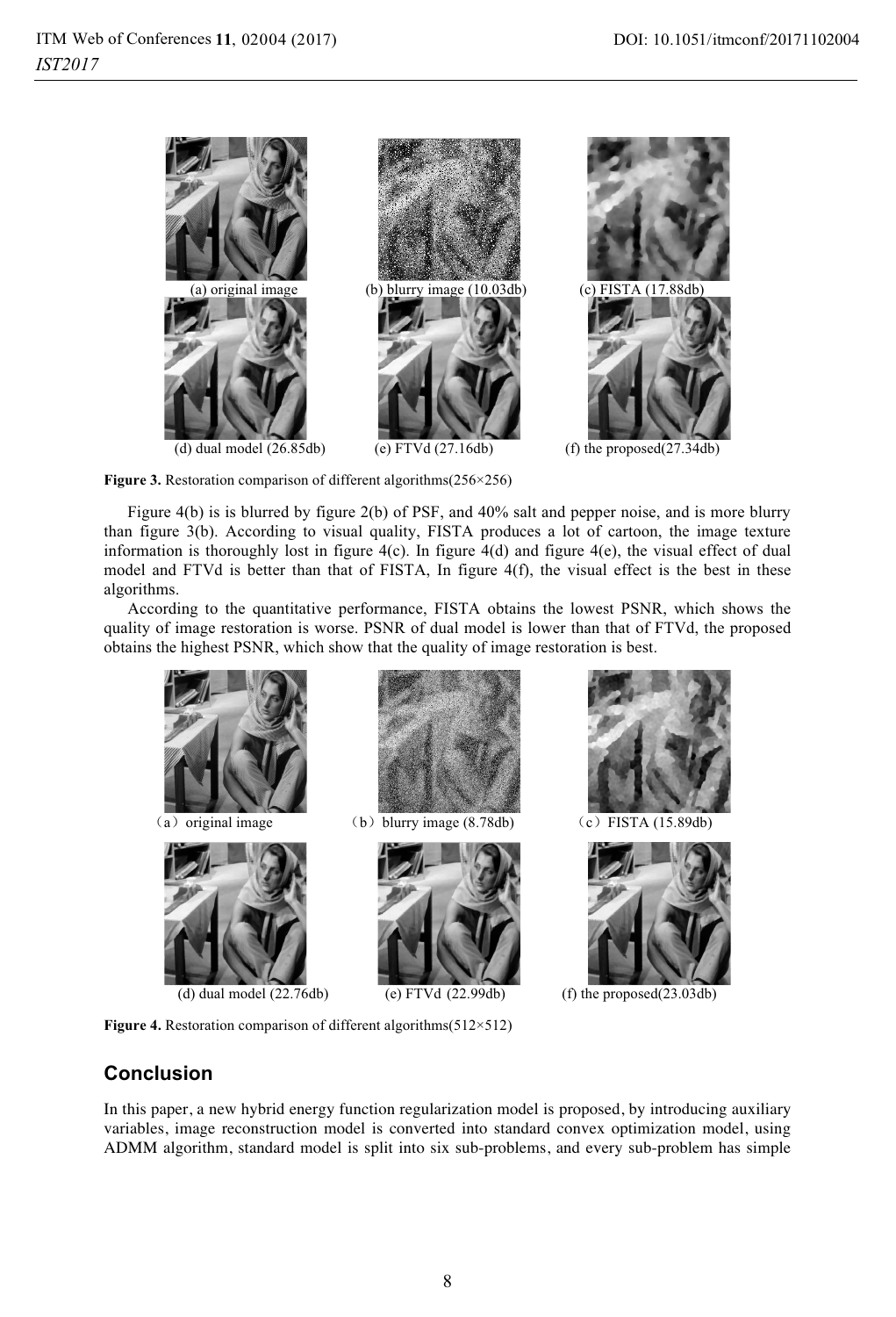(a) original image (b) blurry image (10.03db) (c) FISTA (17.88db)

(d) dual model (26.85db) (e) FTVd (27.16db) (f) the proposed(27.34db)

**Figure 3.** Restoration comparison of different algorithms(256×256)

Figure 4(b) is is blurred by figure 2(b) of PSF, and 40% salt and pepper noise, and is more blurry than figure 3(b). According to visual quality, FISTA produces a lot of cartoon, the image texture information is thoroughly lost in figure 4(c). In figure 4(d) and figure 4(e), the visual effect of dual model and FTVd is better than that of FISTA, In figure 4(f), the visual effect is the best in these algorithms.

According to the quantitative performance, FISTA obtains the lowest PSNR, which shows the quality of image restoration is worse. PSNR of dual model is lower than that of FTVd, the proposed obtains the highest PSNR, which show that the quality of image restoration is best.

（a）original image （b）blurry image (8.78db) （c）FISTA (15.89db)

(d) dual model (22.76db) (e) FTVd (22.99db) (f) the proposed(23.03db)

**Figure 4.** Restoration comparison of different algorithms(512×512)

## Conclusion

In this paper, a new hybrid energy function regularization model is proposed, by introducing auxiliary variables, image reconstruction model is converted into standard convex optimization model, using ADMM algorithm, standard model is split into six sub-problems, and every sub-problem has simple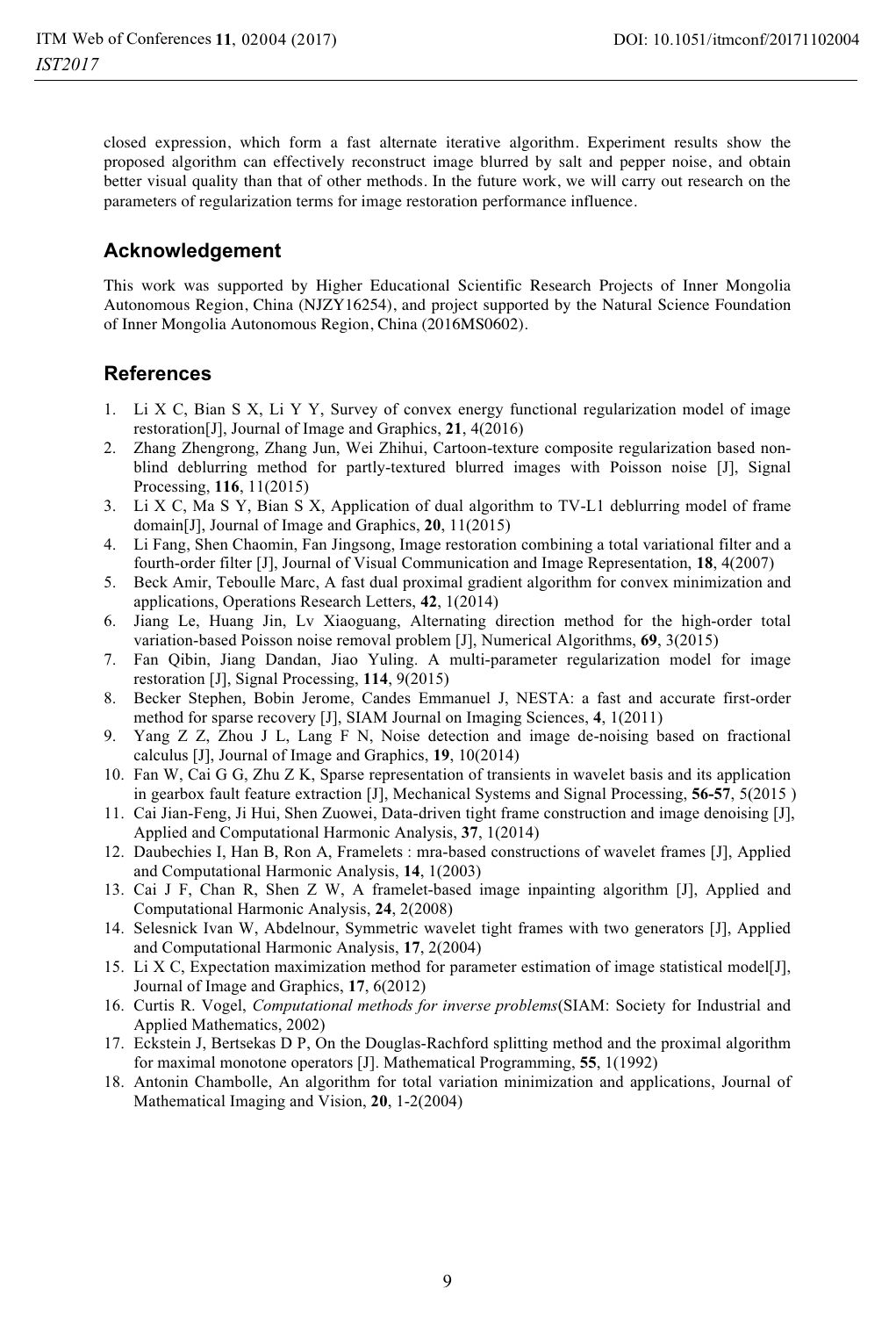closed expression, which form a fast alternate iterative algorithm. Experiment results show the proposed algorithm can effectively reconstruct image blurred by salt and pepper noise, and obtain better visual quality than that of other methods. In the future work, we will carry out research on the parameters of regularization terms for image restoration performance influence.

## Acknowledgement

This work was supported by Higher Educational Scientific Research Projects of Inner Mongolia Autonomous Region, China (NJZY16254), and project supported by the Natural Science Foundation of Inner Mongolia Autonomous Region, China (2016MS0602).

## References

1. Li X C, Bian S X, Li Y Y, Survey of convex energy functional regularization model of image restoration[J], Journal of Image and Graphics, **21**, 4(2016)
2. Zhang Zhengrong, Zhang Jun, Wei Zhihui, Cartoon-texture composite regularization based non-blind deblurring method for partly-textured blurred images with Poisson noise [J], Signal Processing, **116**, 11(2015)
3. Li X C, Ma S Y, Bian S X, Application of dual algorithm to TV-L1 deblurring model of frame domain[J], Journal of Image and Graphics, **20**, 11(2015)
4. Li Fang, Shen Chaomin, Fan Jingsong, Image restoration combining a total variational filter and a fourth-order filter [J], Journal of Visual Communication and Image Representation, **18**, 4(2007)
5. Beck Amir, Teboulle Marc, A fast dual proximal gradient algorithm for convex minimization and applications, Operations Research Letters, **42**, 1(2014)
6. Jiang Le, Huang Jin, Lv Xiaoguang, Alternating direction method for the high-order total variation-based Poisson noise removal problem [J], Numerical Algorithms, **69**, 3(2015)
7. Fan Qibin, Jiang Dandan, Jiao Yuling. A multi-parameter regularization model for image restoration [J], Signal Processing, **114**, 9(2015)
8. Becker Stephen, Bobin Jerome, Candes Emmanuel J, NESTA: a fast and accurate first-order method for sparse recovery [J], SIAM Journal on Imaging Sciences, **4**, 1(2011)
9. Yang Z Z, Zhou J L, Lang F N, Noise detection and image de-noising based on fractional calculus [J], Journal of Image and Graphics, **19**, 10(2014)
10. Fan W, Cai G G, Zhu Z K, Sparse representation of transients in wavelet basis and its application in gearbox fault feature extraction [J], Mechanical Systems and Signal Processing, **56-57**, 5(2015 )
11. Cai Jian-Feng, Ji Hui, Shen Zuowei, Data-driven tight frame construction and image denoising [J], Applied and Computational Harmonic Analysis, **37**, 1(2014)
12. Daubechies I, Han B, Ron A, Framelets : mra-based constructions of wavelet frames [J], Applied and Computational Harmonic Analysis, **14**, 1(2003)
13. Cai J F, Chan R, Shen Z W, A framelet-based image inpainting algorithm [J], Applied and Computational Harmonic Analysis, **24**, 2(2008)
14. Selesnick Ivan W, Abdelnour, Symmetric wavelet tight frames with two generators [J], Applied and Computational Harmonic Analysis, **17**, 2(2004)
15. Li X C, Expectation maximization method for parameter estimation of image statistical model[J], Journal of Image and Graphics, **17**, 6(2012)
16. Curtis R. Vogel, *Computational methods for inverse problems*(SIAM: Society for Industrial and Applied Mathematics, 2002)
17. Eckstein J, Bertsekas D P, On the Douglas-Rachford splitting method and the proximal algorithm for maximal monotone operators [J]. Mathematical Programming, **55**, 1(1992)
18. Antonin Chambolle, An algorithm for total variation minimization and applications, Journal of Mathematical Imaging and Vision, **20**, 1-2(2004)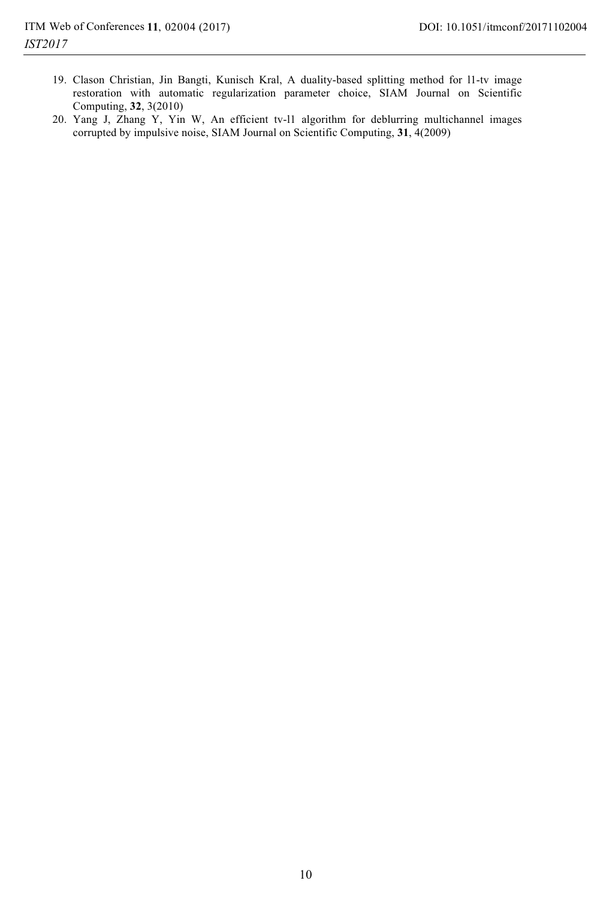19. Clason Christian, Jin Bangti, Kunisch Kral, A duality-based splitting method for l1-tv image restoration with automatic regularization parameter choice, SIAM Journal on Scientific Computing, **32**, 3(2010)
20. Yang J, Zhang Y, Yin W, An efficient tv-l1 algorithm for deblurring multichannel images corrupted by impulsive noise, SIAM Journal on Scientific Computing, **31**, 4(2009)